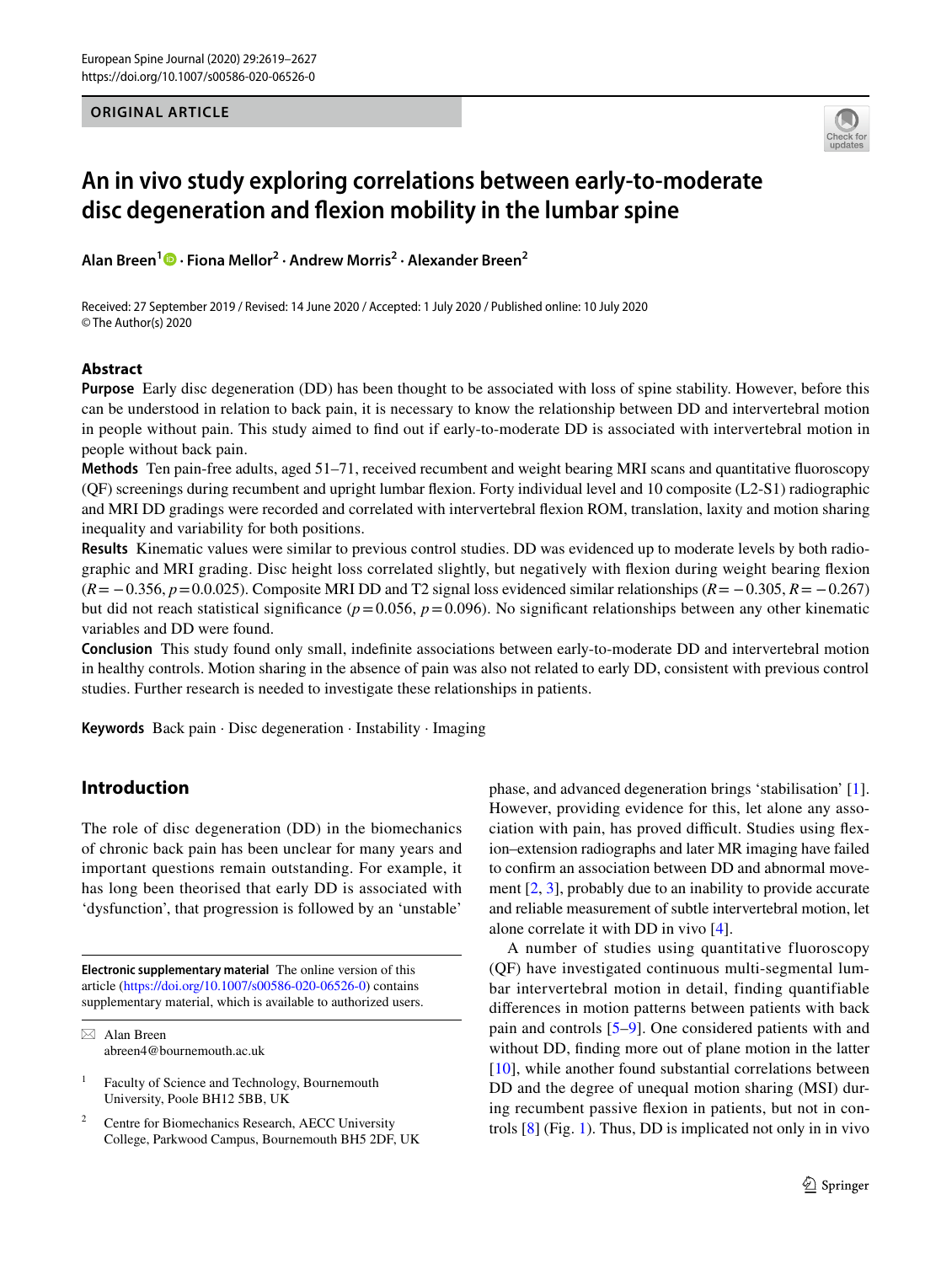# An in vivo study exploring correlations between early-to-moderate disc degeneration and flexion mobility in the lumbar spine

**Alan Breen[1] · Fiona Mellor[2] · Andrew Morris[2] · Alexander Breen[2]**

Received: 27 September 2019 / Revised: 14 June 2020 / Accepted: 1 July 2020 / Published online: 10 July 2020
© The Author(s) 2020

## Abstract

**Purpose** Early disc degeneration (DD) has been thought to be associated with loss of spine stability. However, before this can be understood in relation to back pain, it is necessary to know the relationship between DD and intervertebral motion in people without pain. This study aimed to find out if early-to-moderate DD is associated with intervertebral motion in people without back pain.

**Methods** Ten pain-free adults, aged 51–71, received recumbent and weight bearing MRI scans and quantitative fluoroscopy (QF) screenings during recumbent and upright lumbar flexion. Forty individual level and 10 composite (L2-S1) radiographic and MRI DD gradings were recorded and correlated with intervertebral flexion ROM, translation, laxity and motion sharing inequality and variability for both positions.

**Results** Kinematic values were similar to previous control studies. DD was evidenced up to moderate levels by both radiographic and MRI grading. Disc height loss correlated slightly, but negatively with flexion during weight bearing flexion ($R = -0.356$, $p = 0.0.025$). Composite MRI DD and T2 signal loss evidenced similar relationships ($R = -0.305$, $R = -0.267$) but did not reach statistical significance ($p = 0.056$, $p = 0.096$). No significant relationships between any other kinematic variables and DD were found.

**Conclusion** This study found only small, indefinite associations between early-to-moderate DD and intervertebral motion in healthy controls. Motion sharing in the absence of pain was also not related to early DD, consistent with previous control studies. Further research is needed to investigate these relationships in patients.

**Keywords** Back pain · Disc degeneration · Instability · Imaging

## Introduction

The role of disc degeneration (DD) in the biomechanics of chronic back pain has been unclear for many years and important questions remain outstanding. For example, it has long been theorised that early DD is associated with 'dysfunction', that progression is followed by an 'unstable' phase, and advanced degeneration brings 'stabilisation' [1]. However, providing evidence for this, let alone any association with pain, has proved difficult. Studies using flexion–extension radiographs and later MR imaging have failed to confirm an association between DD and abnormal movement [2, 3], probably due to an inability to provide accurate and reliable measurement of subtle intervertebral motion, let alone correlate it with DD in vivo [4].

A number of studies using quantitative fluoroscopy (QF) have investigated continuous multi-segmental lumbar intervertebral motion in detail, finding quantifiable differences in motion patterns between patients with back pain and controls [5–9]. One considered patients with and without DD, finding more out of plane motion in the latter [10], while another found substantial correlations between DD and the degree of unequal motion sharing (MSI) during recumbent passive flexion in patients, but not in controls [8] (Fig. 1). Thus, DD is implicated not only in in vivo

---

**Electronic supplementary material** The online version of this article (https://doi.org/10.1007/s00586-020-06526-0) contains supplementary material, which is available to authorized users.

✉ Alan Breen
abreen4@bournemouth.ac.uk

[1] Faculty of Science and Technology, Bournemouth University, Poole BH12 5BB, UK

[2] Centre for Biomechanics Research, AECC University College, Parkwood Campus, Bournemouth BH5 2DF, UK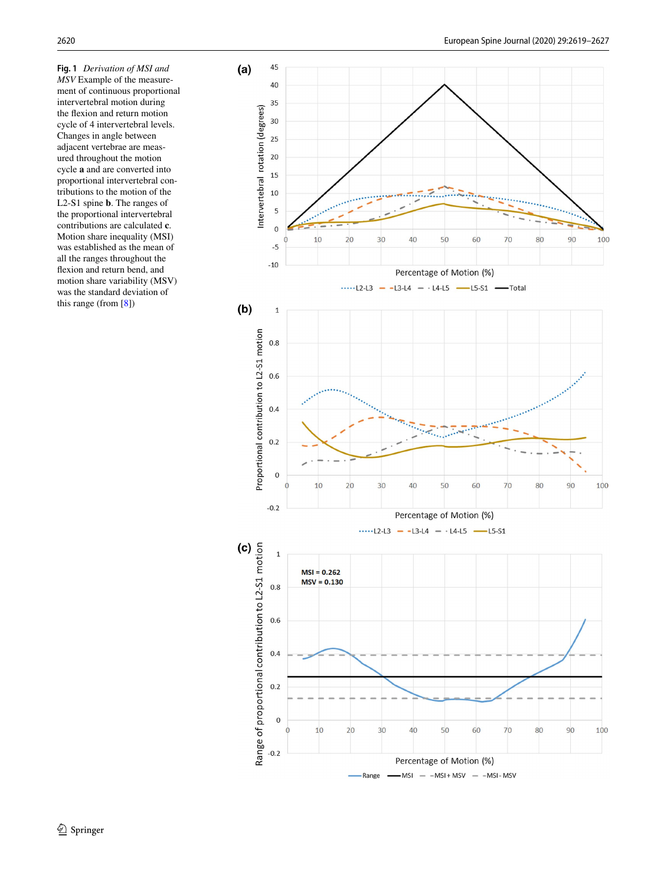**Fig. 1** *Derivation of MSI and MSV* Example of the measurement of continuous proportional intervertebral motion during the flexion and return motion cycle of 4 intervertebral levels. Changes in angle between adjacent vertebrae are measured throughout the motion cycle **a** and are converted into proportional intervertebral contributions to the motion of the L2-S1 spine **b**. The ranges of the proportional intervertebral contributions are calculated **c**. Motion share inequality (MSI) was established as the mean of all the ranges throughout the flexion and return bend, and motion share variability (MSV) was the standard deviation of this range (from [8])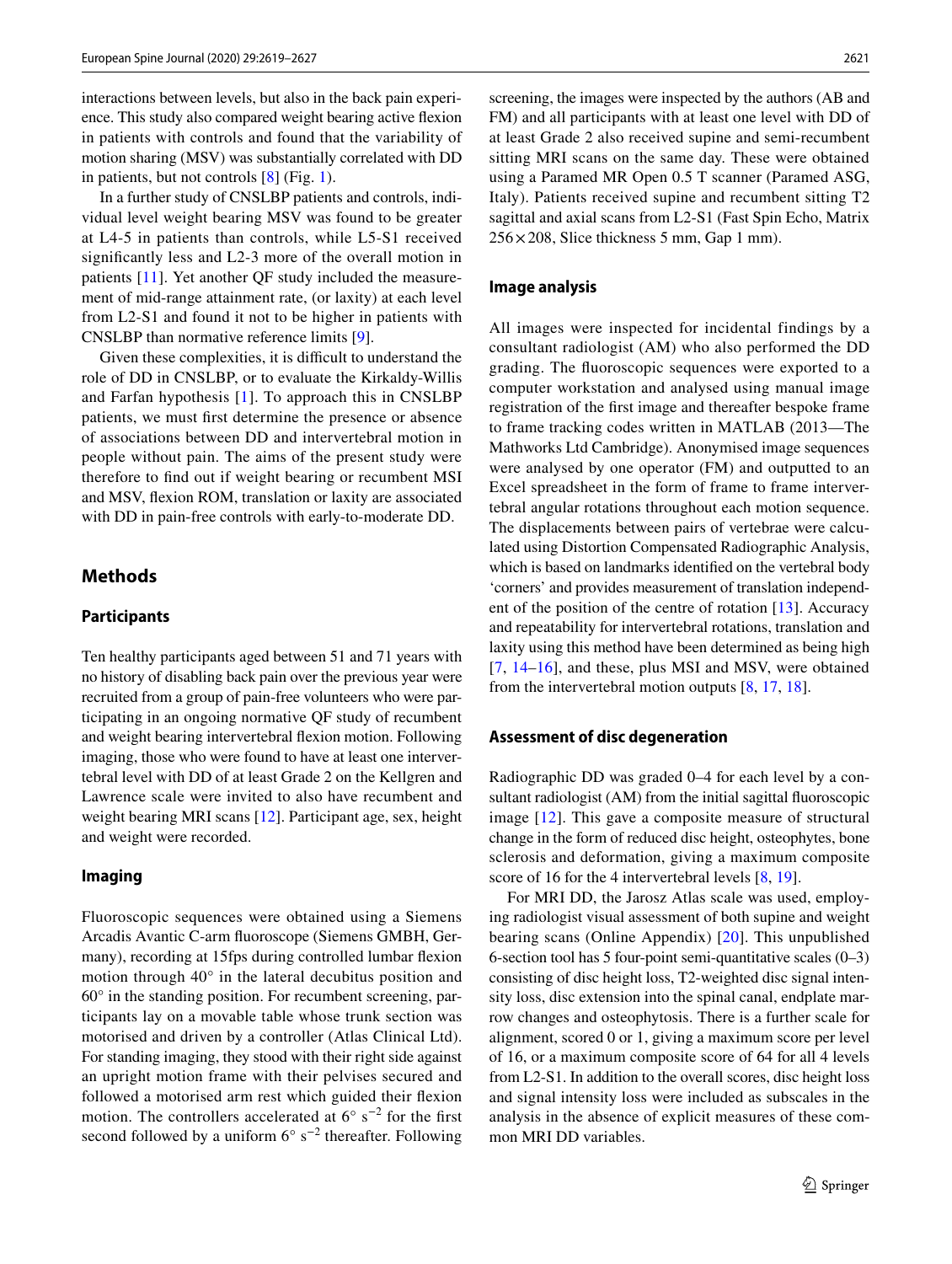interactions between levels, but also in the back pain experience. This study also compared weight bearing active flexion in patients with controls and found that the variability of motion sharing (MSV) was substantially correlated with DD in patients, but not controls [8] (Fig. 1).

In a further study of CNSLBP patients and controls, individual level weight bearing MSV was found to be greater at L4-5 in patients than controls, while L5-S1 received significantly less and L2-3 more of the overall motion in patients [11]. Yet another QF study included the measurement of mid-range attainment rate, (or laxity) at each level from L2-S1 and found it not to be higher in patients with CNSLBP than normative reference limits [9].

Given these complexities, it is difficult to understand the role of DD in CNSLBP, or to evaluate the Kirkaldy-Willis and Farfan hypothesis [1]. To approach this in CNSLBP patients, we must first determine the presence or absence of associations between DD and intervertebral motion in people without pain. The aims of the present study were therefore to find out if weight bearing or recumbent MSI and MSV, flexion ROM, translation or laxity are associated with DD in pain-free controls with early-to-moderate DD.

## Methods

### Participants

Ten healthy participants aged between 51 and 71 years with no history of disabling back pain over the previous year were recruited from a group of pain-free volunteers who were participating in an ongoing normative QF study of recumbent and weight bearing intervertebral flexion motion. Following imaging, those who were found to have at least one intervertebral level with DD of at least Grade 2 on the Kellgren and Lawrence scale were invited to also have recumbent and weight bearing MRI scans [12]. Participant age, sex, height and weight were recorded.

### Imaging

Fluoroscopic sequences were obtained using a Siemens Arcadis Avantic C-arm fluoroscope (Siemens GMBH, Germany), recording at 15fps during controlled lumbar flexion motion through 40° in the lateral decubitus position and 60° in the standing position. For recumbent screening, participants lay on a movable table whose trunk section was motorised and driven by a controller (Atlas Clinical Ltd). For standing imaging, they stood with their right side against an upright motion frame with their pelvises secured and followed a motorised arm rest which guided their flexion motion. The controllers accelerated at 6° $s^{-2}$ for the first second followed by a uniform 6° $s^{-2}$ thereafter. Following screening, the images were inspected by the authors (AB and FM) and all participants with at least one level with DD of at least Grade 2 also received supine and semi-recumbent sitting MRI scans on the same day. These were obtained using a Paramed MR Open 0.5 T scanner (Paramed ASG, Italy). Patients received supine and recumbent sitting T2 sagittal and axial scans from L2-S1 (Fast Spin Echo, Matrix 256 × 208, Slice thickness 5 mm, Gap 1 mm).

### Image analysis

All images were inspected for incidental findings by a consultant radiologist (AM) who also performed the DD grading. The fluoroscopic sequences were exported to a computer workstation and analysed using manual image registration of the first image and thereafter bespoke frame to frame tracking codes written in MATLAB (2013—The Mathworks Ltd Cambridge). Anonymised image sequences were analysed by one operator (FM) and outputted to an Excel spreadsheet in the form of frame to frame intervertebral angular rotations throughout each motion sequence. The displacements between pairs of vertebrae were calculated using Distortion Compensated Radiographic Analysis, which is based on landmarks identified on the vertebral body 'corners' and provides measurement of translation independent of the position of the centre of rotation [13]. Accuracy and repeatability for intervertebral rotations, translation and laxity using this method have been determined as being high [7, 14–16], and these, plus MSI and MSV, were obtained from the intervertebral motion outputs [8, 17, 18].

### Assessment of disc degeneration

Radiographic DD was graded 0–4 for each level by a consultant radiologist (AM) from the initial sagittal fluoroscopic image [12]. This gave a composite measure of structural change in the form of reduced disc height, osteophytes, bone sclerosis and deformation, giving a maximum composite score of 16 for the 4 intervertebral levels [8, 19].

For MRI DD, the Jarosz Atlas scale was used, employing radiologist visual assessment of both supine and weight bearing scans (Online Appendix) [20]. This unpublished 6-section tool has 5 four-point semi-quantitative scales (0–3) consisting of disc height loss, T2-weighted disc signal intensity loss, disc extension into the spinal canal, endplate marrow changes and osteophytosis. There is a further scale for alignment, scored 0 or 1, giving a maximum score per level of 16, or a maximum composite score of 64 for all 4 levels from L2-S1. In addition to the overall scores, disc height loss and signal intensity loss were included as subscales in the analysis in the absence of explicit measures of these common MRI DD variables.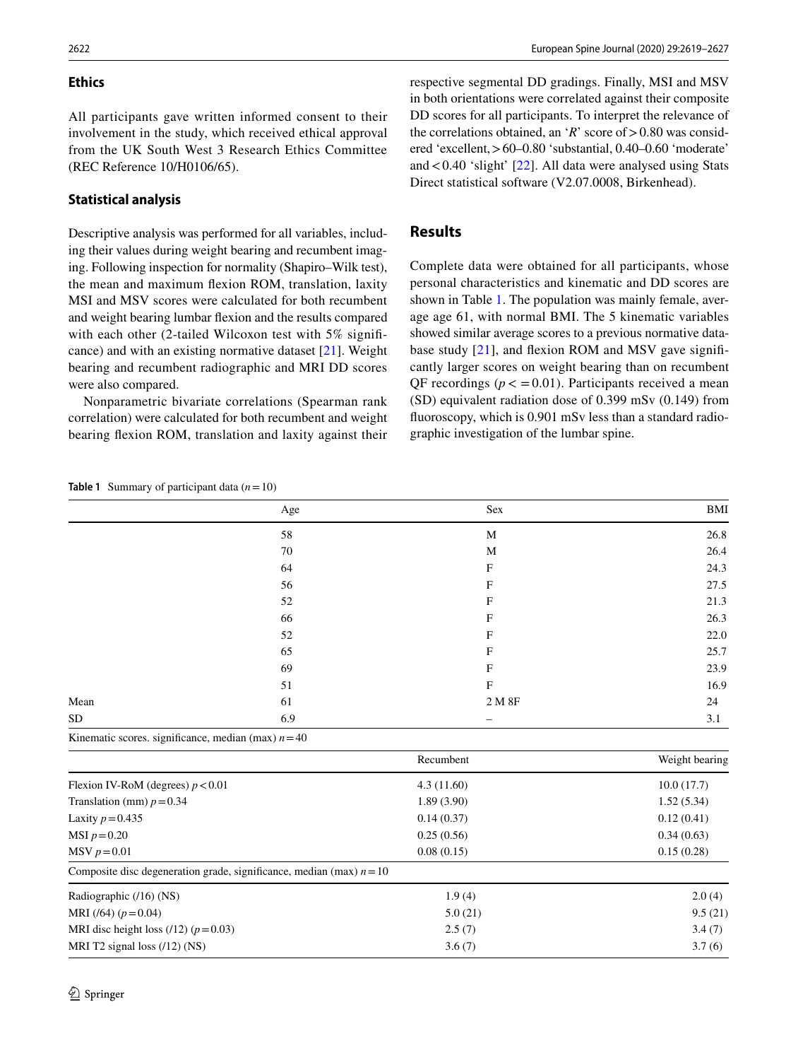### Ethics

All participants gave written informed consent to their involvement in the study, which received ethical approval from the UK South West 3 Research Ethics Committee (REC Reference 10/H0106/65).

### Statistical analysis

Descriptive analysis was performed for all variables, including their values during weight bearing and recumbent imaging. Following inspection for normality (Shapiro–Wilk test), the mean and maximum flexion ROM, translation, laxity MSI and MSV scores were calculated for both recumbent and weight bearing lumbar flexion and the results compared with each other (2-tailed Wilcoxon test with 5% significance) and with an existing normative dataset [21]. Weight bearing and recumbent radiographic and MRI DD scores were also compared.

Nonparametric bivariate correlations (Spearman rank correlation) were calculated for both recumbent and weight bearing flexion ROM, translation and laxity against their respective segmental DD gradings. Finally, MSI and MSV in both orientations were correlated against their composite DD scores for all participants. To interpret the relevance of the correlations obtained, an '*R*' score of > 0.80 was considered 'excellent, > 60–0.80 'substantial, 0.40–0.60 'moderate' and < 0.40 'slight' [22]. All data were analysed using Stats Direct statistical software (V2.07.0008, Birkenhead).

## Results

Complete data were obtained for all participants, whose personal characteristics and kinematic and DD scores are shown in Table 1. The population was mainly female, average age 61, with normal BMI. The 5 kinematic variables showed similar average scores to a previous normative database study [21], and flexion ROM and MSV gave significantly larger scores on weight bearing than on recumbent QF recordings ($p < = 0.01$). Participants received a mean (SD) equivalent radiation dose of 0.399 mSv (0.149) from fluoroscopy, which is 0.901 mSv less than a standard radiographic investigation of the lumbar spine.

**Table 1** Summary of participant data ($n = 10$)

| | Age | Sex | BMI |
|---|---|---|---|
| | 58 | M | 26.8 |
| | 70 | M | 26.4 |
| | 64 | F | 24.3 |
| | 56 | F | 27.5 |
| | 52 | F | 21.3 |
| | 66 | F | 26.3 |
| | 52 | F | 22.0 |
| | 65 | F | 25.7 |
| | 69 | F | 23.9 |
| | 51 | F | 16.9 |
| Mean | 61 | 2 M 8F | 24 |
| SD | 6.9 | – | 3.1 |

| Kinematic scores. significance, median (max) $n = 40$ | Recumbent | Weight bearing |
|---|---|---|
| Flexion IV-RoM (degrees) $p < 0.01$ | 4.3 (11.60) | 10.0 (17.7) |
| Translation (mm) $p = 0.34$ | 1.89 (3.90) | 1.52 (5.34) |
| Laxity $p = 0.435$ | 0.14 (0.37) | 0.12 (0.41) |
| MSI $p = 0.20$ | 0.25 (0.56) | 0.34 (0.63) |
| MSV $p = 0.01$ | 0.08 (0.15) | 0.15 (0.28) |

| Composite disc degeneration grade, significance, median (max) $n = 10$ | Recumbent | Weight bearing |
|---|---|---|
| Radiographic (/16) (NS) | 1.9 (4) | 2.0 (4) |
| MRI (/64) ($p = 0.04$) | 5.0 (21) | 9.5 (21) |
| MRI disc height loss (/12) ($p = 0.03$) | 2.5 (7) | 3.4 (7) |
| MRI T2 signal loss (/12) (NS) | 3.6 (7) | 3.7 (6) |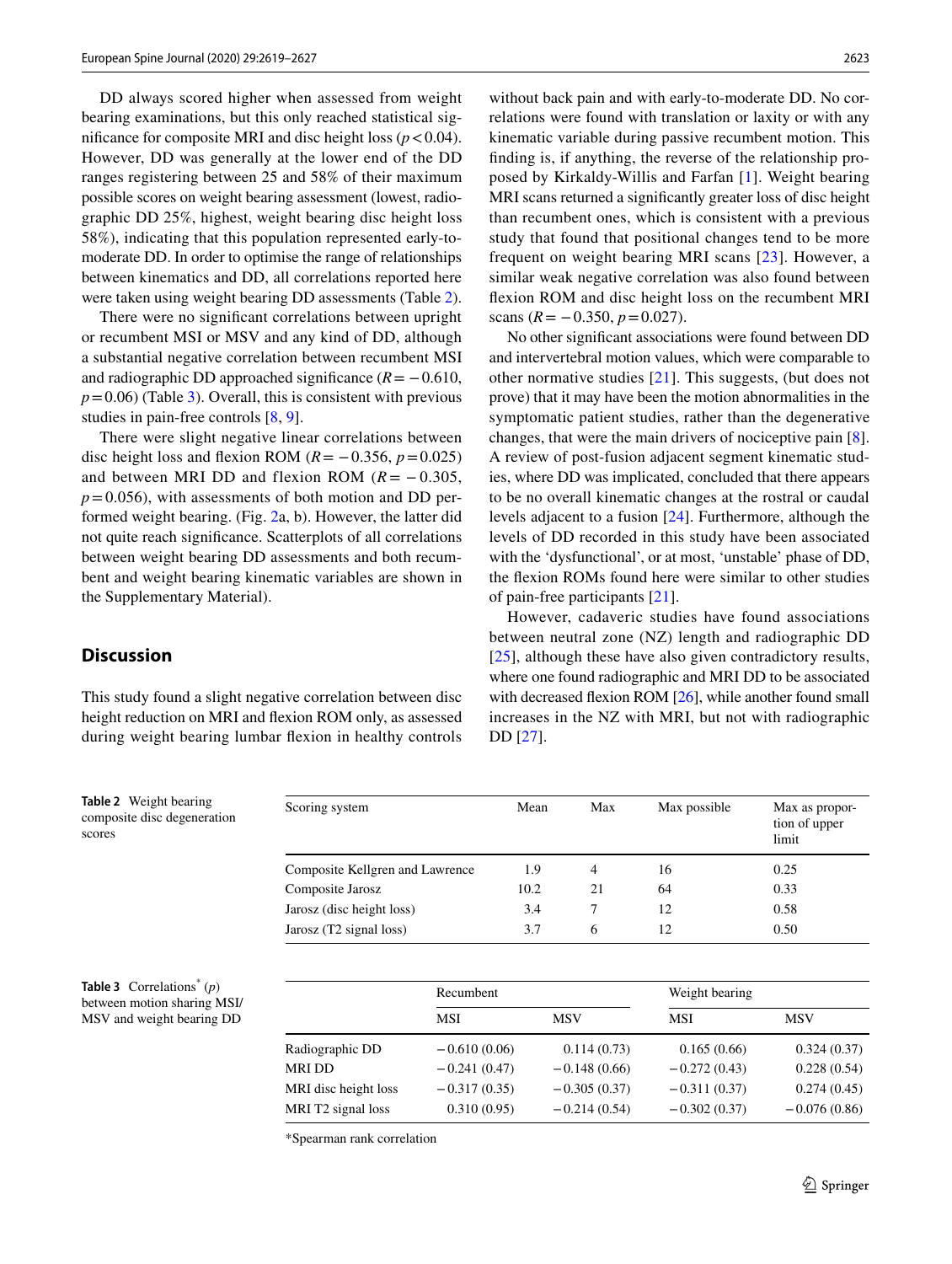DD always scored higher when assessed from weight bearing examinations, but this only reached statistical significance for composite MRI and disc height loss ($p < 0.04$). However, DD was generally at the lower end of the DD ranges registering between 25 and 58% of their maximum possible scores on weight bearing assessment (lowest, radiographic DD 25%, highest, weight bearing disc height loss 58%), indicating that this population represented early-to-moderate DD. In order to optimise the range of relationships between kinematics and DD, all correlations reported here were taken using weight bearing DD assessments (Table 2).

There were no significant correlations between upright or recumbent MSI or MSV and any kind of DD, although a substantial negative correlation between recumbent MSI and radiographic DD approached significance ($R = -0.610$, $p = 0.06$) (Table 3). Overall, this is consistent with previous studies in pain-free controls [8, 9].

There were slight negative linear correlations between disc height loss and flexion ROM ($R = -0.356$, $p = 0.025$) and between MRI DD and flexion ROM ($R = -0.305$, $p = 0.056$), with assessments of both motion and DD performed weight bearing. (Fig. 2a, b). However, the latter did not quite reach significance. Scatterplots of all correlations between weight bearing DD assessments and both recumbent and weight bearing kinematic variables are shown in the Supplementary Material).

## Discussion

This study found a slight negative correlation between disc height reduction on MRI and flexion ROM only, as assessed during weight bearing lumbar flexion in healthy controls without back pain and with early-to-moderate DD. No correlations were found with translation or laxity or with any kinematic variable during passive recumbent motion. This finding is, if anything, the reverse of the relationship proposed by Kirkaldy-Willis and Farfan [1]. Weight bearing MRI scans returned a significantly greater loss of disc height than recumbent ones, which is consistent with a previous study that found that positional changes tend to be more frequent on weight bearing MRI scans [23]. However, a similar weak negative correlation was also found between flexion ROM and disc height loss on the recumbent MRI scans ($R = -0.350$, $p = 0.027$).

No other significant associations were found between DD and intervertebral motion values, which were comparable to other normative studies [21]. This suggests, (but does not prove) that it may have been the motion abnormalities in the symptomatic patient studies, rather than the degenerative changes, that were the main drivers of nociceptive pain [8]. A review of post-fusion adjacent segment kinematic studies, where DD was implicated, concluded that there appears to be no overall kinematic changes at the rostral or caudal levels adjacent to a fusion [24]. Furthermore, although the levels of DD recorded in this study have been associated with the 'dysfunctional', or at most, 'unstable' phase of DD, the flexion ROMs found here were similar to other studies of pain-free participants [21].

However, cadaveric studies have found associations between neutral zone (NZ) length and radiographic DD [25], although these have also given contradictory results, where one found radiographic and MRI DD to be associated with decreased flexion ROM [26], while another found small increases in the NZ with MRI, but not with radiographic DD [27].

**Table 2** Weight bearing composite disc degeneration scores

| Scoring system | Mean | Max | Max possible | Max as proportion of upper limit |
|---|---|---|---|---|
| Composite Kellgren and Lawrence | 1.9 | 4 | 16 | 0.25 |
| Composite Jarosz | 10.2 | 21 | 64 | 0.33 |
| Jarosz (disc height loss) | 3.4 | 7 | 12 | 0.58 |
| Jarosz (T2 signal loss) | 3.7 | 6 | 12 | 0.50 |

**Table 3** Correlations* ($p$) between motion sharing MSI/MSV and weight bearing DD

| | Recumbent | | Weight bearing | |
|---|---|---|---|---|
| | MSI | MSV | MSI | MSV |
| Radiographic DD | −0.610 (0.06) | 0.114 (0.73) | 0.165 (0.66) | 0.324 (0.37) |
| MRI DD | −0.241 (0.47) | −0.148 (0.66) | −0.272 (0.43) | 0.228 (0.54) |
| MRI disc height loss | −0.317 (0.35) | −0.305 (0.37) | −0.311 (0.37) | 0.274 (0.45) |
| MRI T2 signal loss | 0.310 (0.95) | −0.214 (0.54) | −0.302 (0.37) | −0.076 (0.86) |

*Spearman rank correlation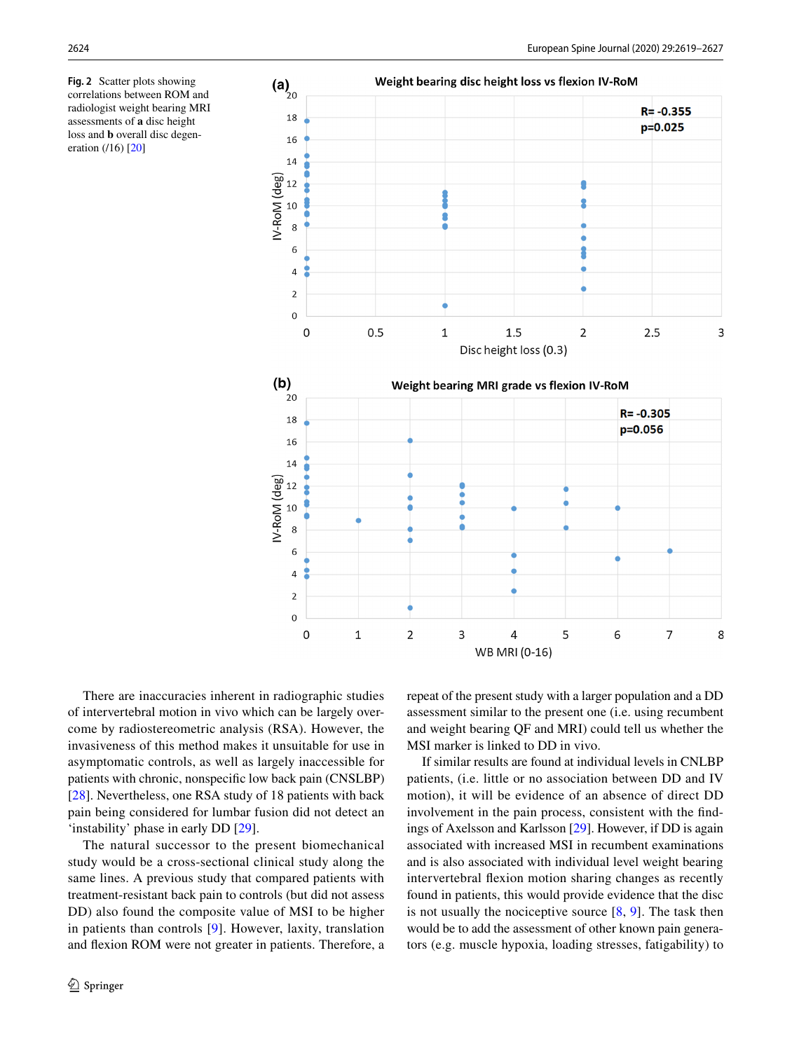**Fig. 2** Scatter plots showing correlations between ROM and radiologist weight bearing MRI assessments of **a** disc height loss and **b** overall disc degeneration (/16) [20]

There are inaccuracies inherent in radiographic studies of intervertebral motion in vivo which can be largely overcome by radiostereometric analysis (RSA). However, the invasiveness of this method makes it unsuitable for use in asymptomatic controls, as well as largely inaccessible for patients with chronic, nonspecific low back pain (CNSLBP) [28]. Nevertheless, one RSA study of 18 patients with back pain being considered for lumbar fusion did not detect an 'instability' phase in early DD [29].

The natural successor to the present biomechanical study would be a cross-sectional clinical study along the same lines. A previous study that compared patients with treatment-resistant back pain to controls (but did not assess DD) also found the composite value of MSI to be higher in patients than controls [9]. However, laxity, translation and flexion ROM were not greater in patients. Therefore, a repeat of the present study with a larger population and a DD assessment similar to the present one (i.e. using recumbent and weight bearing QF and MRI) could tell us whether the MSI marker is linked to DD in vivo.

If similar results are found at individual levels in CNLBP patients, (i.e. little or no association between DD and IV motion), it will be evidence of an absence of direct DD involvement in the pain process, consistent with the findings of Axelsson and Karlsson [29]. However, if DD is again associated with increased MSI in recumbent examinations and is also associated with individual level weight bearing intervertebral flexion motion sharing changes as recently found in patients, this would provide evidence that the disc is not usually the nociceptive source [8, 9]. The task then would be to add the assessment of other known pain generators (e.g. muscle hypoxia, loading stresses, fatigability) to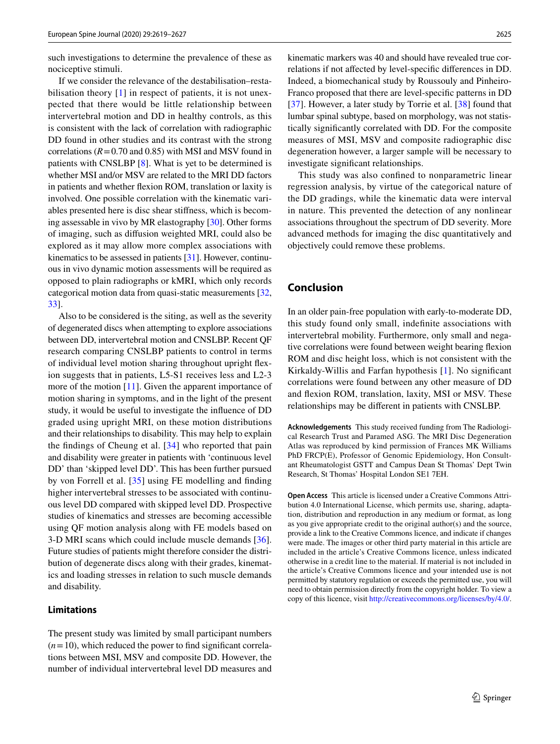such investigations to determine the prevalence of these as nociceptive stimuli.

If we consider the relevance of the destabilisation–restabilisation theory [1] in respect of patients, it is not unexpected that there would be little relationship between intervertebral motion and DD in healthy controls, as this is consistent with the lack of correlation with radiographic DD found in other studies and its contrast with the strong correlations ($R = 0.70$ and 0.85) with MSI and MSV found in patients with CNSLBP [8]. What is yet to be determined is whether MSI and/or MSV are related to the MRI DD factors in patients and whether flexion ROM, translation or laxity is involved. One possible correlation with the kinematic variables presented here is disc shear stiffness, which is becoming assessable in vivo by MR elastography [30]. Other forms of imaging, such as diffusion weighted MRI, could also be explored as it may allow more complex associations with kinematics to be assessed in patients [31]. However, continuous in vivo dynamic motion assessments will be required as opposed to plain radiographs or kMRI, which only records categorical motion data from quasi-static measurements [32, 33].

Also to be considered is the siting, as well as the severity of degenerated discs when attempting to explore associations between DD, intervertebral motion and CNSLBP. Recent QF research comparing CNSLBP patients to control in terms of individual level motion sharing throughout upright flexion suggests that in patients, L5-S1 receives less and L2-3 more of the motion [11]. Given the apparent importance of motion sharing in symptoms, and in the light of the present study, it would be useful to investigate the influence of DD graded using upright MRI, on these motion distributions and their relationships to disability. This may help to explain the findings of Cheung et al. [34] who reported that pain and disability were greater in patients with 'continuous level DD' than 'skipped level DD'. This has been further pursued by von Forrell et al. [35] using FE modelling and finding higher intervertebral stresses to be associated with continuous level DD compared with skipped level DD. Prospective studies of kinematics and stresses are becoming accessible using QF motion analysis along with FE models based on 3-D MRI scans which could include muscle demands [36]. Future studies of patients might therefore consider the distribution of degenerate discs along with their grades, kinematics and loading stresses in relation to such muscle demands and disability.

### Limitations

The present study was limited by small participant numbers ($n = 10$), which reduced the power to find significant correlations between MSI, MSV and composite DD. However, the number of individual intervertebral level DD measures and kinematic markers was 40 and should have revealed true correlations if not affected by level-specific differences in DD. Indeed, a biomechanical study by Roussouly and Pinheiro-Franco proposed that there are level-specific patterns in DD [37]. However, a later study by Torrie et al. [38] found that lumbar spinal subtype, based on morphology, was not statistically significantly correlated with DD. For the composite measures of MSI, MSV and composite radiographic disc degeneration however, a larger sample will be necessary to investigate significant relationships.

This study was also confined to nonparametric linear regression analysis, by virtue of the categorical nature of the DD gradings, while the kinematic data were interval in nature. This prevented the detection of any nonlinear associations throughout the spectrum of DD severity. More advanced methods for imaging the disc quantitatively and objectively could remove these problems.

## Conclusion

In an older pain-free population with early-to-moderate DD, this study found only small, indefinite associations with intervertebral mobility. Furthermore, only small and negative correlations were found between weight bearing flexion ROM and disc height loss, which is not consistent with the Kirkaldy-Willis and Farfan hypothesis [1]. No significant correlations were found between any other measure of DD and flexion ROM, translation, laxity, MSI or MSV. These relationships may be different in patients with CNSLBP.

**Acknowledgements** This study received funding from The Radiological Research Trust and Paramed ASG. The MRI Disc Degeneration Atlas was reproduced by kind permission of Frances MK Williams PhD FRCP(E), Professor of Genomic Epidemiology, Hon Consultant Rheumatologist GSTT and Campus Dean St Thomas' Dept Twin Research, St Thomas' Hospital London SE1 7EH.

**Open Access** This article is licensed under a Creative Commons Attribution 4.0 International License, which permits use, sharing, adaptation, distribution and reproduction in any medium or format, as long as you give appropriate credit to the original author(s) and the source, provide a link to the Creative Commons licence, and indicate if changes were made. The images or other third party material in this article are included in the article's Creative Commons licence, unless indicated otherwise in a credit line to the material. If material is not included in the article's Creative Commons licence and your intended use is not permitted by statutory regulation or exceeds the permitted use, you will need to obtain permission directly from the copyright holder. To view a copy of this licence, visit http://creativecommons.org/licenses/by/4.0/.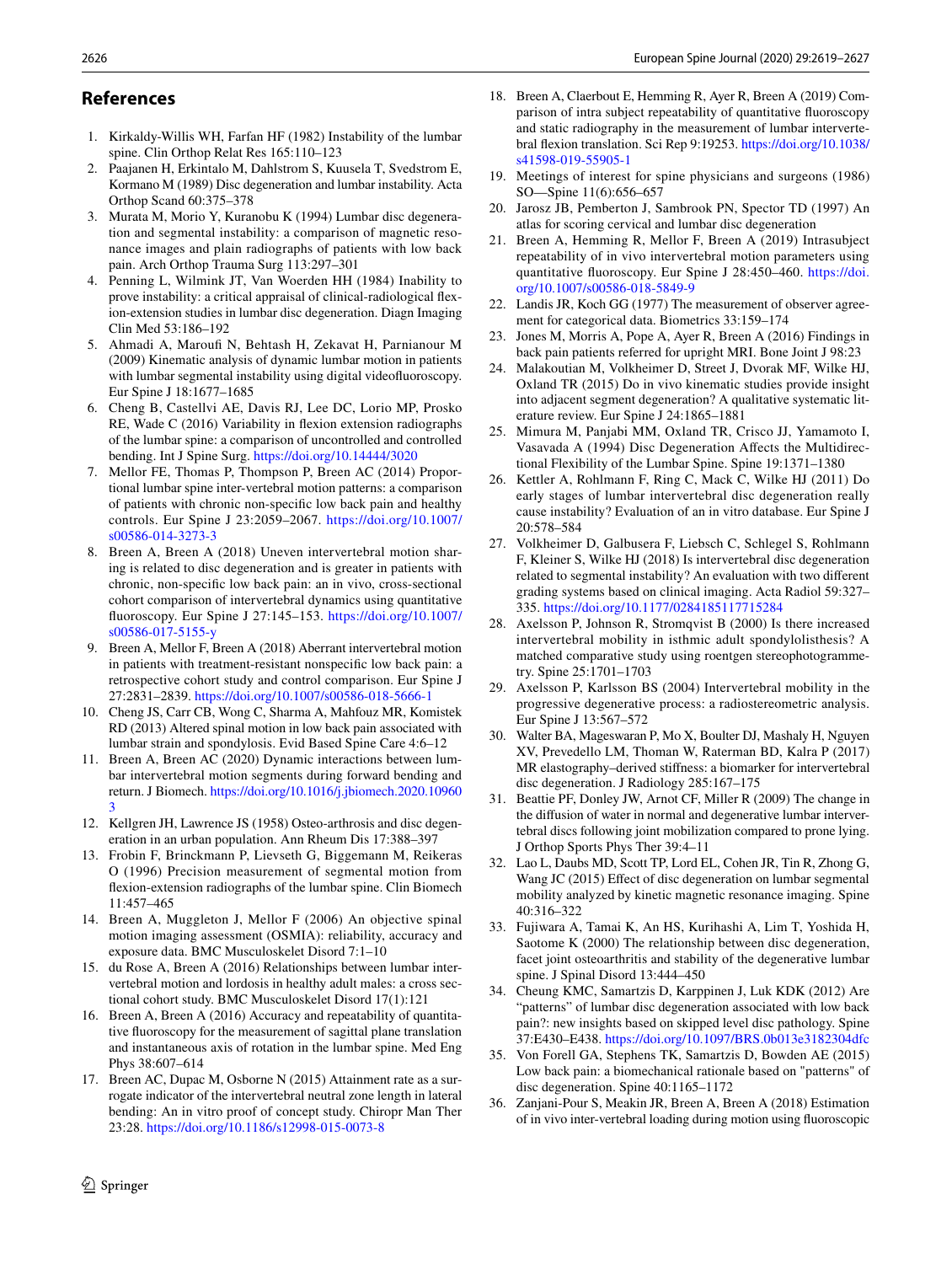## References

1. Kirkaldy-Willis WH, Farfan HF (1982) Instability of the lumbar spine. Clin Orthop Relat Res 165:110–123
2. Paajanen H, Erkintalo M, Dahlstrom S, Kuusela T, Svedstrom E, Kormano M (1989) Disc degeneration and lumbar instability. Acta Orthop Scand 60:375–378
3. Murata M, Morio Y, Kuranobu K (1994) Lumbar disc degeneration and segmental instability: a comparison of magnetic resonance images and plain radiographs of patients with low back pain. Arch Orthop Trauma Surg 113:297–301
4. Penning L, Wilmink JT, Van Woerden HH (1984) Inability to prove instability: a critical appraisal of clinical-radiological flexion-extension studies in lumbar disc degeneration. Diagn Imaging Clin Med 53:186–192
5. Ahmadi A, Maroufi N, Behtash H, Zekavat H, Parnianour M (2009) Kinematic analysis of dynamic lumbar motion in patients with lumbar segmental instability using digital videofluoroscopy. Eur Spine J 18:1677–1685
6. Cheng B, Castellvi AE, Davis RJ, Lee DC, Lorio MP, Prosko RE, Wade C (2016) Variability in flexion extension radiographs of the lumbar spine: a comparison of uncontrolled and controlled bending. Int J Spine Surg. https://doi.org/10.14444/3020
7. Mellor FE, Thomas P, Thompson P, Breen AC (2014) Proportional lumbar spine inter-vertebral motion patterns: a comparison of patients with chronic non-specific low back pain and healthy controls. Eur Spine J 23:2059–2067. https://doi.org/10.1007/s00586-014-3273-3
8. Breen A, Breen A (2018) Uneven intervertebral motion sharing is related to disc degeneration and is greater in patients with chronic, non-specific low back pain: an in vivo, cross-sectional cohort comparison of intervertebral dynamics using quantitative fluoroscopy. Eur Spine J 27:145–153. https://doi.org/10.1007/s00586-017-5155-y
9. Breen A, Mellor F, Breen A (2018) Aberrant intervertebral motion in patients with treatment-resistant nonspecific low back pain: a retrospective cohort study and control comparison. Eur Spine J 27:2831–2839. https://doi.org/10.1007/s00586-018-5666-1
10. Cheng JS, Carr CB, Wong C, Sharma A, Mahfouz MR, Komistek RD (2013) Altered spinal motion in low back pain associated with lumbar strain and spondylosis. Evid Based Spine Care 4:6–12
11. Breen A, Breen AC (2020) Dynamic interactions between lumbar intervertebral motion segments during forward bending and return. J Biomech. https://doi.org/10.1016/j.jbiomech.2020.109603
12. Kellgren JH, Lawrence JS (1958) Osteo-arthrosis and disc degeneration in an urban population. Ann Rheum Dis 17:388–397
13. Frobin F, Brinckmann P, Lievseth G, Biggemann M, Reikeras O (1996) Precision measurement of segmental motion from flexion-extension radiographs of the lumbar spine. Clin Biomech 11:457–465
14. Breen A, Muggleton J, Mellor F (2006) An objective spinal motion imaging assessment (OSMIA): reliability, accuracy and exposure data. BMC Musculoskelet Disord 7:1–10
15. du Rose A, Breen A (2016) Relationships between lumbar intervertebral motion and lordosis in healthy adult males: a cross sectional cohort study. BMC Musculoskelet Disord 17(1):121
16. Breen A, Breen A (2016) Accuracy and repeatability of quantitative fluoroscopy for the measurement of sagittal plane translation and instantaneous axis of rotation in the lumbar spine. Med Eng Phys 38:607–614
17. Breen AC, Dupac M, Osborne N (2015) Attainment rate as a surrogate indicator of the intervertebral neutral zone length in lateral bending: An in vitro proof of concept study. Chiropr Man Ther 23:28. https://doi.org/10.1186/s12998-015-0073-8
18. Breen A, Claerbout E, Hemming R, Ayer R, Breen A (2019) Comparison of intra subject repeatability of quantitative fluoroscopy and static radiography in the measurement of lumbar intervertebral flexion translation. Sci Rep 9:19253. https://doi.org/10.1038/s41598-019-55905-1
19. Meetings of interest for spine physicians and surgeons (1986) SO—Spine 11(6):656–657
20. Jarosz JB, Pemberton J, Sambrook PN, Spector TD (1997) An atlas for scoring cervical and lumbar disc degeneration
21. Breen A, Hemming R, Mellor F, Breen A (2019) Intrasubject repeatability of in vivo intervertebral motion parameters using quantitative fluoroscopy. Eur Spine J 28:450–460. https://doi.org/10.1007/s00586-018-5849-9
22. Landis JR, Koch GG (1977) The measurement of observer agreement for categorical data. Biometrics 33:159–174
23. Jones M, Morris A, Pope A, Ayer R, Breen A (2016) Findings in back pain patients referred for upright MRI. Bone Joint J 98:23
24. Malakoutian M, Volkheimer D, Street J, Dvorak MF, Wilke HJ, Oxland TR (2015) Do in vivo kinematic studies provide insight into adjacent segment degeneration? A qualitative systematic literature review. Eur Spine J 24:1865–1881
25. Mimura M, Panjabi MM, Oxland TR, Crisco JJ, Yamamoto I, Vasavada A (1994) Disc Degeneration Affects the Multidirectional Flexibility of the Lumbar Spine. Spine 19:1371–1380
26. Kettler A, Rohlmann F, Ring C, Mack C, Wilke HJ (2011) Do early stages of lumbar intervertebral disc degeneration really cause instability? Evaluation of an in vitro database. Eur Spine J 20:578–584
27. Volkheimer D, Galbusera F, Liebsch C, Schlegel S, Rohlmann F, Kleiner S, Wilke HJ (2018) Is intervertebral disc degeneration related to segmental instability? An evaluation with two different grading systems based on clinical imaging. Acta Radiol 59:327–335. https://doi.org/10.1177/0284185117715284
28. Axelsson P, Johnson R, Stromqvist B (2000) Is there increased intervertebral mobility in isthmic adult spondylolisthesis? A matched comparative study using roentgen stereophotogrammetry. Spine 25:1701–1703
29. Axelsson P, Karlsson BS (2004) Intervertebral mobility in the progressive degenerative process: a radiostereometric analysis. Eur Spine J 13:567–572
30. Walter BA, Mageswaran P, Mo X, Boulter DJ, Mashaly H, Nguyen XV, Prevedello LM, Thoman W, Raterman BD, Kalra P (2017) MR elastography–derived stiffness: a biomarker for intervertebral disc degeneration. J Radiology 285:167–175
31. Beattie PF, Donley JW, Arnot CF, Miller R (2009) The change in the diffusion of water in normal and degenerative lumbar intervertebral discs following joint mobilization compared to prone lying. J Orthop Sports Phys Ther 39:4–11
32. Lao L, Daubs MD, Scott TP, Lord EL, Cohen JR, Tin R, Zhong G, Wang JC (2015) Effect of disc degeneration on lumbar segmental mobility analyzed by kinetic magnetic resonance imaging. Spine 40:316–322
33. Fujiwara A, Tamai K, An HS, Kurihashi A, Lim T, Yoshida H, Saotome K (2000) The relationship between disc degeneration, facet joint osteoarthritis and stability of the degenerative lumbar spine. J Spinal Disord 13:444–450
34. Cheung KMC, Samartzis D, Karppinen J, Luk KDK (2012) Are "patterns" of lumbar disc degeneration associated with low back pain?: new insights based on skipped level disc pathology. Spine 37:E430–E438. https://doi.org/10.1097/BRS.0b013e3182304dfc
35. Von Forell GA, Stephens TK, Samartzis D, Bowden AE (2015) Low back pain: a biomechanical rationale based on "patterns" of disc degeneration. Spine 40:1165–1172
36. Zanjani-Pour S, Meakin JR, Breen A, Breen A (2018) Estimation of in vivo inter-vertebral loading during motion using fluoroscopic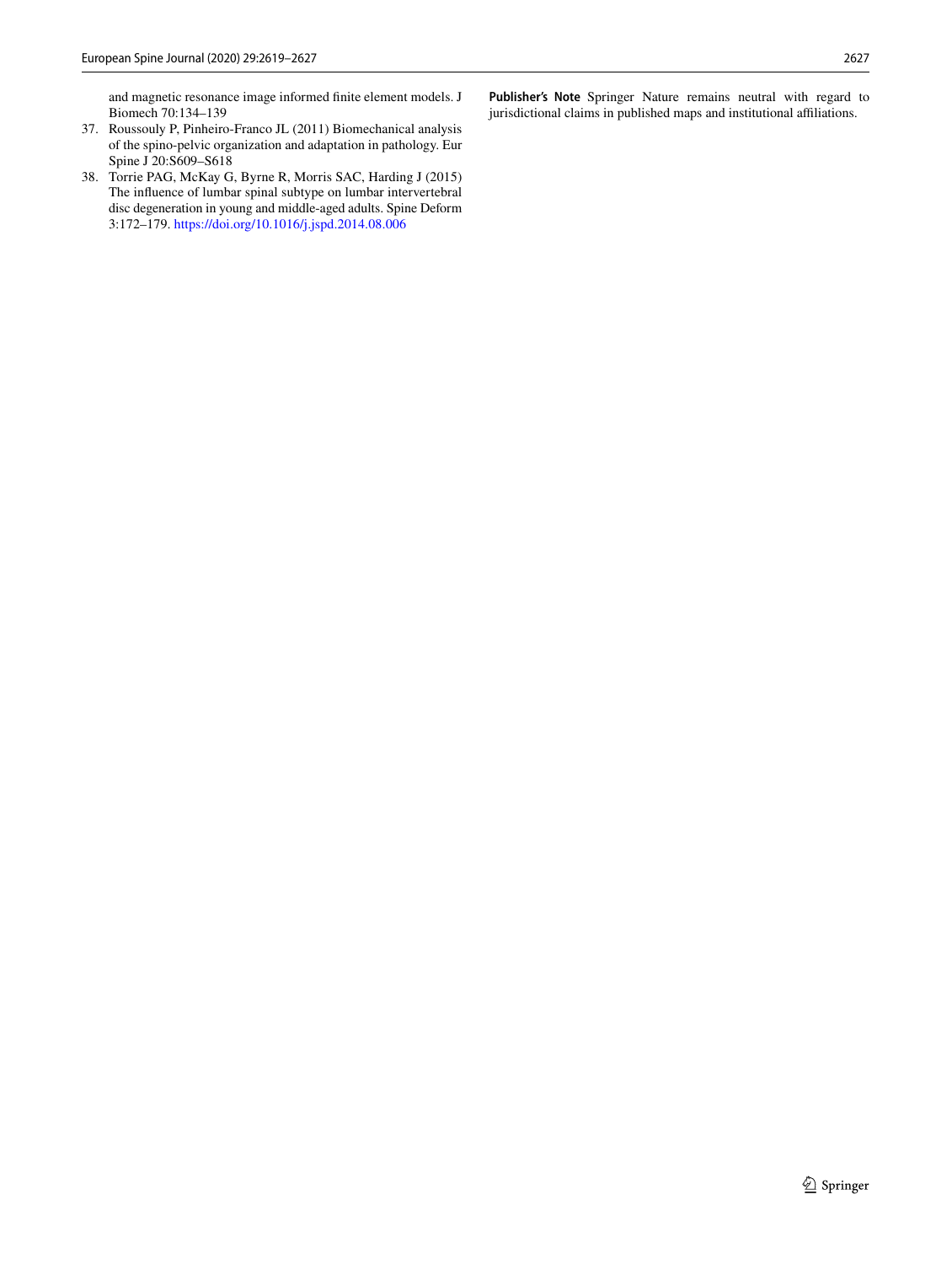and magnetic resonance image informed finite element models. J Biomech 70:134–139

37. Roussouly P, Pinheiro-Franco JL (2011) Biomechanical analysis of the spino-pelvic organization and adaptation in pathology. Eur Spine J 20:S609–S618
38. Torrie PAG, McKay G, Byrne R, Morris SAC, Harding J (2015) The influence of lumbar spinal subtype on lumbar intervertebral disc degeneration in young and middle-aged adults. Spine Deform 3:172–179. https://doi.org/10.1016/j.jspd.2014.08.006

**Publisher's Note** Springer Nature remains neutral with regard to jurisdictional claims in published maps and institutional affiliations.